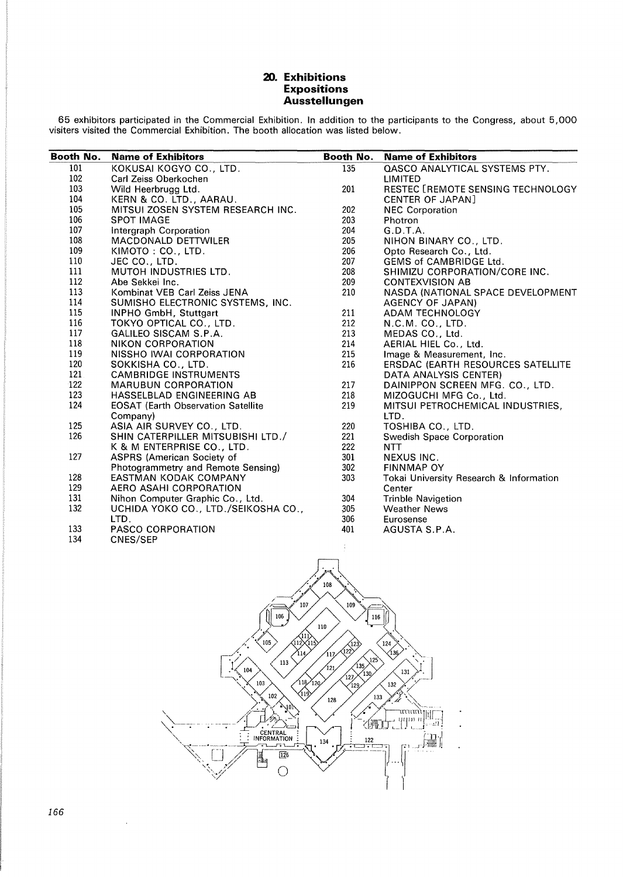## 20. Exhibitions
## Expositions
## Ausstellungen

65 exhibitors participated in the Commercial Exhibition. In addition to the participants to the Congress, about 5,000 visiters visited the Commercial Exhibition. The booth allocation was listed below.

| Booth No. | Name of Exhibitors | Booth No. | Name of Exhibitors |
|---|---|---|---|
| 101 | KOKUSAI KOGYO CO., LTD. | 135 | QASCO ANALYTICAL SYSTEMS PTY. LIMITED |
| 102 | Carl Zeiss Oberkochen | 201 | RESTEC [REMOTE SENSING TECHNOLOGY CENTER OF JAPAN] |
| 103 | Wild Heerbrugg Ltd. | 202 | NEC Corporation |
| 104 | KERN & CO. LTD., AARAU. | 203 | Photron |
| 105 | MITSUI ZOSEN SYSTEM RESEARCH INC. | 204 | G.D.T.A. |
| 106 | SPOT IMAGE | 205 | NIHON BINARY CO., LTD. |
| 107 | Intergraph Corporation | 206 | Opto Research Co., Ltd. |
| 108 | MACDONALD DETTWILER | 207 | GEMS of CAMBRIDGE Ltd. |
| 109 | KIMOTO : CO., LTD. | 208 | SHIMIZU CORPORATION/CORE INC. |
| 110 | JEC CO., LTD. | 209 | CONTEXVISION AB |
| 111 | MUTOH INDUSTRIES LTD. | 210 | NASDA (NATIONAL SPACE DEVELOPMENT AGENCY OF JAPAN) |
| 112 | Abe Sekkei Inc. | 211 | ADAM TECHNOLOGY |
| 113 | Kombinat VEB Carl Zeiss JENA | 212 | N.C.M. CO., LTD. |
| 114 | SUMISHO ELECTRONIC SYSTEMS, INC. | 213 | MEDAS CO., Ltd. |
| 115 | INPHO GmbH, Stuttgart | 214 | AERIAL HIEL Co., Ltd. |
| 116 | TOKYO OPTICAL CO., LTD. | 215 | Image & Measurement, Inc. |
| 117 | GALILEO SISCAM S.P.A. | 216 | ERSDAC (EARTH RESOURCES SATELLITE DATA ANALYSIS CENTER) |
| 118 | NIKON CORPORATION | 217 | DAINIPPON SCREEN MFG. CO., LTD. |
| 119 | NISSHO IWAI CORPORATION | 218 | MIZOGUCHI MFG Co., Ltd. |
| 120 | SOKKISHA CO., LTD. | 219 | MITSUI PETROCHEMICAL INDUSTRIES, LTD. |
| 121 | CAMBRIDGE INSTRUMENTS | 220 | TOSHIBA CO., LTD. |
| 122 | MARUBUN CORPORATION | 221 | Swedish Space Corporation |
| 123 | HASSELBLAD ENGINEERING AB | 222 | NTT |
| 124 | EOSAT (Earth Observation Satellite Company) | 301 | NEXUS INC. |
| 125 | ASIA AIR SURVEY CO., LTD. | 302 | FINNMAP OY |
| 126 | SHIN CATERPILLER MITSUBISHI LTD./ K & M ENTERPRISE CO., LTD. | 303 | Tokai University Research & Information Center |
| 127 | ASPRS (American Society of Photogrammetry and Remote Sensing) | 304 | Trinble Navigetion |
| 128 | EASTMAN KODAK COMPANY | 305 | Weather News |
| 129 | AERO ASAHI CORPORATION | 306 | Eurosense |
| 131 | Nihon Computer Graphic Co., Ltd. | 401 | AGUSTA S.P.A. |
| 132 | UCHIDA YOKO CO., LTD./SEIKOSHA CO., LTD. | | |
| 133 | PASCO CORPORATION | | |
| 134 | CNES/SEP | | |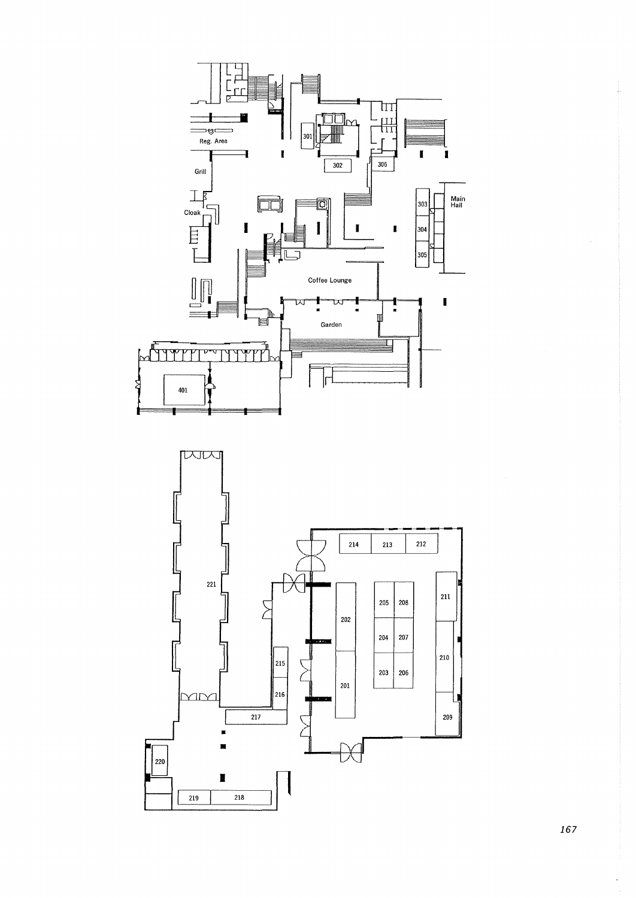301

Reg. Area

302

306

Grill

303

Main Hall

Cloak

304

305

Coffee Lounge

Garden

401

214

213

212

221

205

208

211

202

204

207

210

215

203

206

201

216

217

209

220

219

218